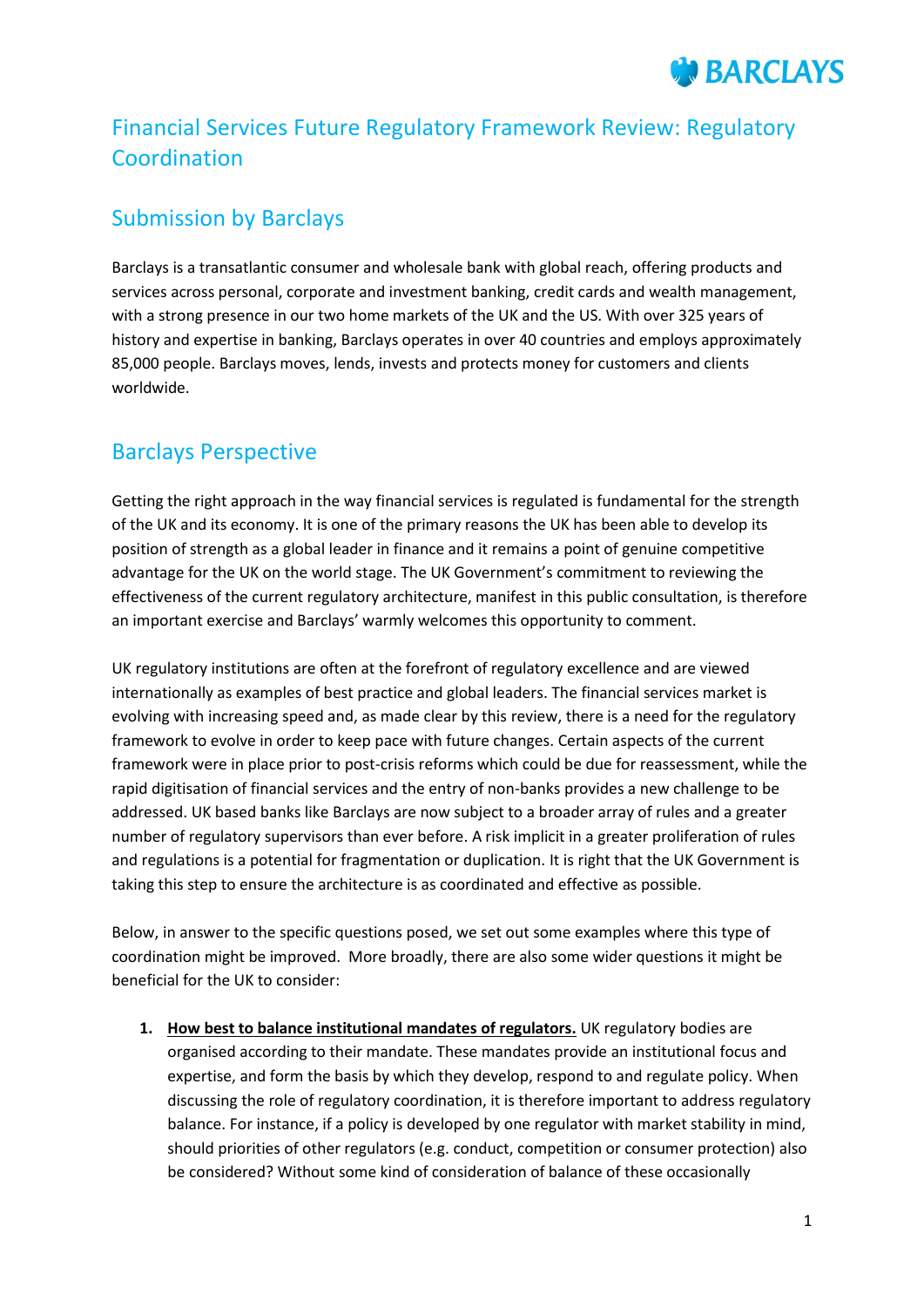# Financial Services Future Regulatory Framework Review: Regulatory Coordination

## Submission by Barclays

Barclays is a transatlantic consumer and wholesale bank with global reach, offering products and services across personal, corporate and investment banking, credit cards and wealth management, with a strong presence in our two home markets of the UK and the US. With over 325 years of history and expertise in banking, Barclays operates in over 40 countries and employs approximately 85,000 people. Barclays moves, lends, invests and protects money for customers and clients worldwide.

## Barclays Perspective

Getting the right approach in the way financial services is regulated is fundamental for the strength of the UK and its economy. It is one of the primary reasons the UK has been able to develop its position of strength as a global leader in finance and it remains a point of genuine competitive advantage for the UK on the world stage. The UK Government's commitment to reviewing the effectiveness of the current regulatory architecture, manifest in this public consultation, is therefore an important exercise and Barclays' warmly welcomes this opportunity to comment.

UK regulatory institutions are often at the forefront of regulatory excellence and are viewed internationally as examples of best practice and global leaders. The financial services market is evolving with increasing speed and, as made clear by this review, there is a need for the regulatory framework to evolve in order to keep pace with future changes. Certain aspects of the current framework were in place prior to post-crisis reforms which could be due for reassessment, while the rapid digitisation of financial services and the entry of non-banks provides a new challenge to be addressed. UK based banks like Barclays are now subject to a broader array of rules and a greater number of regulatory supervisors than ever before. A risk implicit in a greater proliferation of rules and regulations is a potential for fragmentation or duplication. It is right that the UK Government is taking this step to ensure the architecture is as coordinated and effective as possible.

Below, in answer to the specific questions posed, we set out some examples where this type of coordination might be improved. More broadly, there are also some wider questions it might be beneficial for the UK to consider:

1. **<u>How best to balance institutional mandates of regulators.</u>** UK regulatory bodies are organised according to their mandate. These mandates provide an institutional focus and expertise, and form the basis by which they develop, respond to and regulate policy. When discussing the role of regulatory coordination, it is therefore important to address regulatory balance. For instance, if a policy is developed by one regulator with market stability in mind, should priorities of other regulators (e.g. conduct, competition or consumer protection) also be considered? Without some kind of consideration of balance of these occasionally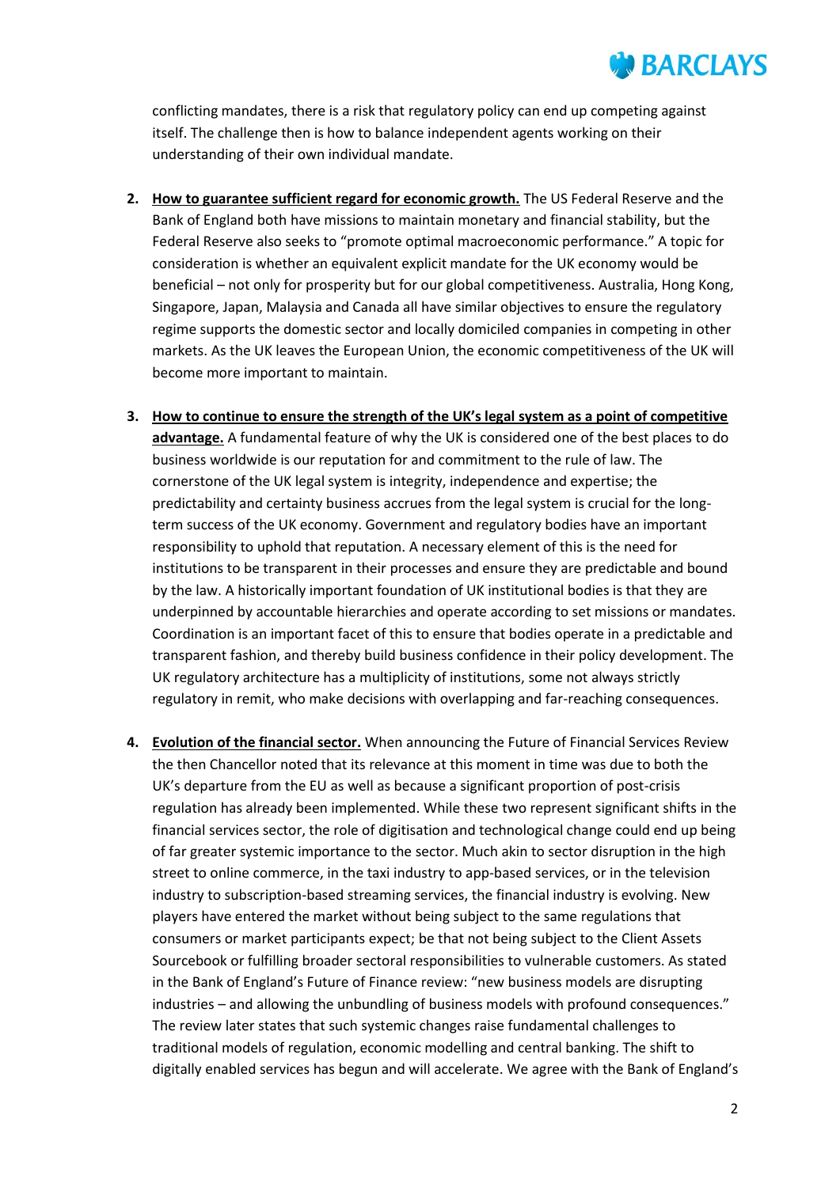conflicting mandates, there is a risk that regulatory policy can end up competing against itself. The challenge then is how to balance independent agents working on their understanding of their own individual mandate.

2. **How to guarantee sufficient regard for economic growth.** The US Federal Reserve and the Bank of England both have missions to maintain monetary and financial stability, but the Federal Reserve also seeks to "promote optimal macroeconomic performance." A topic for consideration is whether an equivalent explicit mandate for the UK economy would be beneficial – not only for prosperity but for our global competitiveness. Australia, Hong Kong, Singapore, Japan, Malaysia and Canada all have similar objectives to ensure the regulatory regime supports the domestic sector and locally domiciled companies in competing in other markets. As the UK leaves the European Union, the economic competitiveness of the UK will become more important to maintain.

3. **How to continue to ensure the strength of the UK's legal system as a point of competitive advantage.** A fundamental feature of why the UK is considered one of the best places to do business worldwide is our reputation for and commitment to the rule of law. The cornerstone of the UK legal system is integrity, independence and expertise; the predictability and certainty business accrues from the legal system is crucial for the long-term success of the UK economy. Government and regulatory bodies have an important responsibility to uphold that reputation. A necessary element of this is the need for institutions to be transparent in their processes and ensure they are predictable and bound by the law. A historically important foundation of UK institutional bodies is that they are underpinned by accountable hierarchies and operate according to set missions or mandates. Coordination is an important facet of this to ensure that bodies operate in a predictable and transparent fashion, and thereby build business confidence in their policy development. The UK regulatory architecture has a multiplicity of institutions, some not always strictly regulatory in remit, who make decisions with overlapping and far-reaching consequences.

4. **Evolution of the financial sector.** When announcing the Future of Financial Services Review the then Chancellor noted that its relevance at this moment in time was due to both the UK's departure from the EU as well as because a significant proportion of post-crisis regulation has already been implemented. While these two represent significant shifts in the financial services sector, the role of digitisation and technological change could end up being of far greater systemic importance to the sector. Much akin to sector disruption in the high street to online commerce, in the taxi industry to app-based services, or in the television industry to subscription-based streaming services, the financial industry is evolving. New players have entered the market without being subject to the same regulations that consumers or market participants expect; be that not being subject to the Client Assets Sourcebook or fulfilling broader sectoral responsibilities to vulnerable customers. As stated in the Bank of England's Future of Finance review: "new business models are disrupting industries – and allowing the unbundling of business models with profound consequences." The review later states that such systemic changes raise fundamental challenges to traditional models of regulation, economic modelling and central banking. The shift to digitally enabled services has begun and will accelerate. We agree with the Bank of England's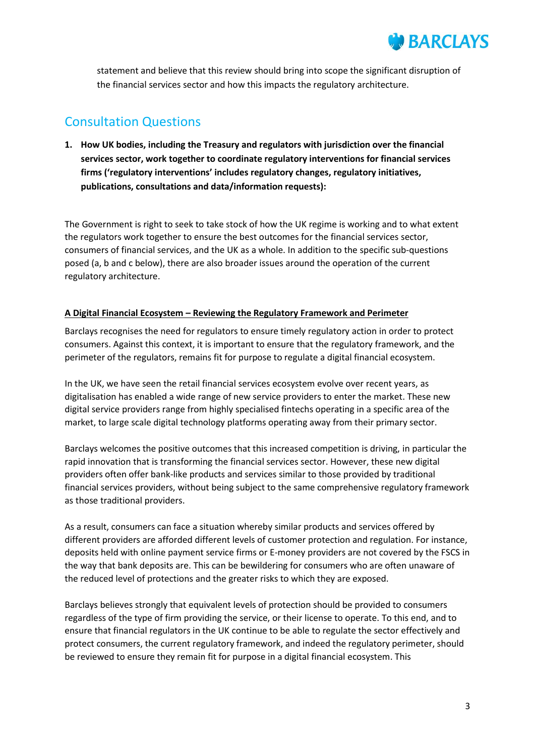statement and believe that this review should bring into scope the significant disruption of the financial services sector and how this impacts the regulatory architecture.

## Consultation Questions

**1. How UK bodies, including the Treasury and regulators with jurisdiction over the financial services sector, work together to coordinate regulatory interventions for financial services firms ('regulatory interventions' includes regulatory changes, regulatory initiatives, publications, consultations and data/information requests):**

The Government is right to seek to take stock of how the UK regime is working and to what extent the regulators work together to ensure the best outcomes for the financial services sector, consumers of financial services, and the UK as a whole. In addition to the specific sub-questions posed (a, b and c below), there are also broader issues around the operation of the current regulatory architecture.

**<u>A Digital Financial Ecosystem – Reviewing the Regulatory Framework and Perimeter</u>**

Barclays recognises the need for regulators to ensure timely regulatory action in order to protect consumers. Against this context, it is important to ensure that the regulatory framework, and the perimeter of the regulators, remains fit for purpose to regulate a digital financial ecosystem.

In the UK, we have seen the retail financial services ecosystem evolve over recent years, as digitalisation has enabled a wide range of new service providers to enter the market. These new digital service providers range from highly specialised fintechs operating in a specific area of the market, to large scale digital technology platforms operating away from their primary sector.

Barclays welcomes the positive outcomes that this increased competition is driving, in particular the rapid innovation that is transforming the financial services sector. However, these new digital providers often offer bank-like products and services similar to those provided by traditional financial services providers, without being subject to the same comprehensive regulatory framework as those traditional providers.

As a result, consumers can face a situation whereby similar products and services offered by different providers are afforded different levels of customer protection and regulation. For instance, deposits held with online payment service firms or E-money providers are not covered by the FSCS in the way that bank deposits are. This can be bewildering for consumers who are often unaware of the reduced level of protections and the greater risks to which they are exposed.

Barclays believes strongly that equivalent levels of protection should be provided to consumers regardless of the type of firm providing the service, or their license to operate. To this end, and to ensure that financial regulators in the UK continue to be able to regulate the sector effectively and protect consumers, the current regulatory framework, and indeed the regulatory perimeter, should be reviewed to ensure they remain fit for purpose in a digital financial ecosystem. This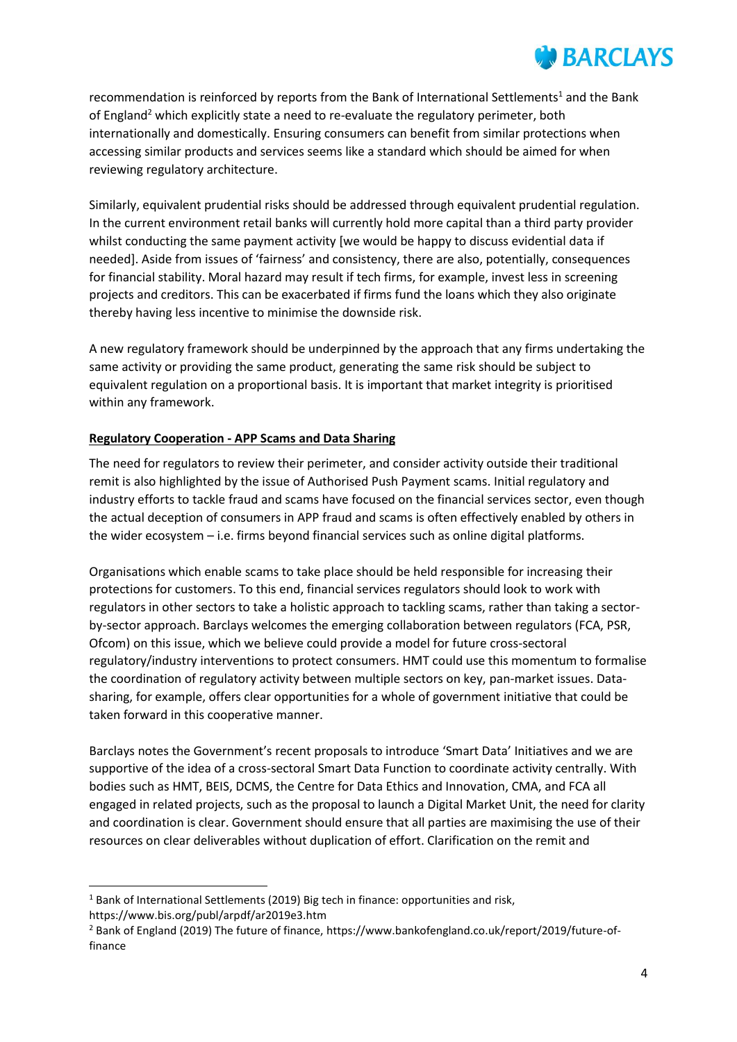recommendation is reinforced by reports from the Bank of International Settlements[1] and the Bank of England[2] which explicitly state a need to re-evaluate the regulatory perimeter, both internationally and domestically. Ensuring consumers can benefit from similar protections when accessing similar products and services seems like a standard which should be aimed for when reviewing regulatory architecture.

Similarly, equivalent prudential risks should be addressed through equivalent prudential regulation. In the current environment retail banks will currently hold more capital than a third party provider whilst conducting the same payment activity [we would be happy to discuss evidential data if needed]. Aside from issues of 'fairness' and consistency, there are also, potentially, consequences for financial stability. Moral hazard may result if tech firms, for example, invest less in screening projects and creditors. This can be exacerbated if firms fund the loans which they also originate thereby having less incentive to minimise the downside risk.

A new regulatory framework should be underpinned by the approach that any firms undertaking the same activity or providing the same product, generating the same risk should be subject to equivalent regulation on a proportional basis. It is important that market integrity is prioritised within any framework.

**Regulatory Cooperation - APP Scams and Data Sharing**

The need for regulators to review their perimeter, and consider activity outside their traditional remit is also highlighted by the issue of Authorised Push Payment scams. Initial regulatory and industry efforts to tackle fraud and scams have focused on the financial services sector, even though the actual deception of consumers in APP fraud and scams is often effectively enabled by others in the wider ecosystem – i.e. firms beyond financial services such as online digital platforms.

Organisations which enable scams to take place should be held responsible for increasing their protections for customers. To this end, financial services regulators should look to work with regulators in other sectors to take a holistic approach to tackling scams, rather than taking a sector-by-sector approach. Barclays welcomes the emerging collaboration between regulators (FCA, PSR, Ofcom) on this issue, which we believe could provide a model for future cross-sectoral regulatory/industry interventions to protect consumers. HMT could use this momentum to formalise the coordination of regulatory activity between multiple sectors on key, pan-market issues. Data-sharing, for example, offers clear opportunities for a whole of government initiative that could be taken forward in this cooperative manner.

Barclays notes the Government's recent proposals to introduce 'Smart Data' Initiatives and we are supportive of the idea of a cross-sectoral Smart Data Function to coordinate activity centrally. With bodies such as HMT, BEIS, DCMS, the Centre for Data Ethics and Innovation, CMA, and FCA all engaged in related projects, such as the proposal to launch a Digital Market Unit, the need for clarity and coordination is clear. Government should ensure that all parties are maximising the use of their resources on clear deliverables without duplication of effort. Clarification on the remit and

---

[1] Bank of International Settlements (2019) Big tech in finance: opportunities and risk, https://www.bis.org/publ/arpdf/ar2019e3.htm

[2] Bank of England (2019) The future of finance, https://www.bankofengland.co.uk/report/2019/future-of-finance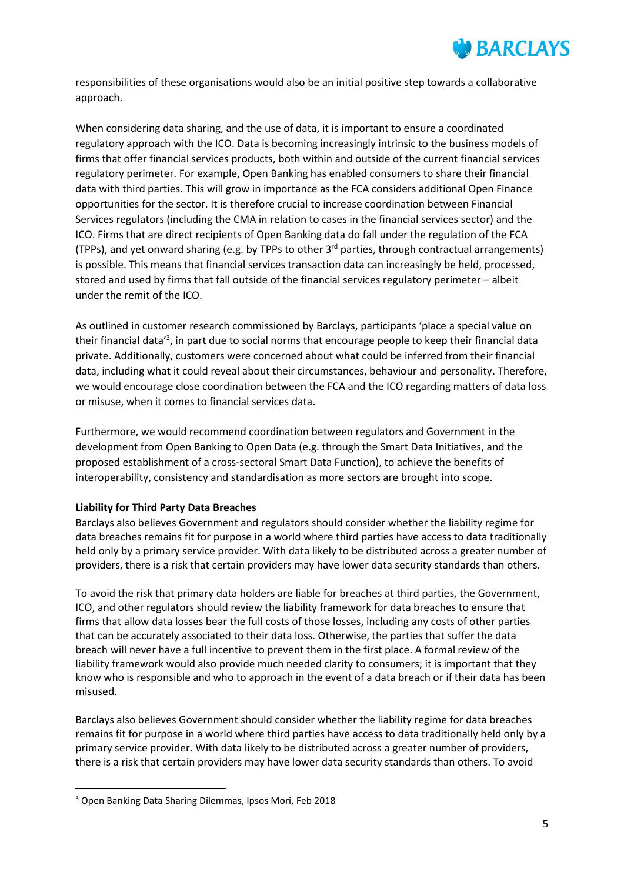responsibilities of these organisations would also be an initial positive step towards a collaborative approach.

When considering data sharing, and the use of data, it is important to ensure a coordinated regulatory approach with the ICO. Data is becoming increasingly intrinsic to the business models of firms that offer financial services products, both within and outside of the current financial services regulatory perimeter. For example, Open Banking has enabled consumers to share their financial data with third parties. This will grow in importance as the FCA considers additional Open Finance opportunities for the sector. It is therefore crucial to increase coordination between Financial Services regulators (including the CMA in relation to cases in the financial services sector) and the ICO. Firms that are direct recipients of Open Banking data do fall under the regulation of the FCA (TPPs), and yet onward sharing (e.g. by TPPs to other 3rd parties, through contractual arrangements) is possible. This means that financial services transaction data can increasingly be held, processed, stored and used by firms that fall outside of the financial services regulatory perimeter – albeit under the remit of the ICO.

As outlined in customer research commissioned by Barclays, participants 'place a special value on their financial data'[3], in part due to social norms that encourage people to keep their financial data private. Additionally, customers were concerned about what could be inferred from their financial data, including what it could reveal about their circumstances, behaviour and personality. Therefore, we would encourage close coordination between the FCA and the ICO regarding matters of data loss or misuse, when it comes to financial services data.

Furthermore, we would recommend coordination between regulators and Government in the development from Open Banking to Open Data (e.g. through the Smart Data Initiatives, and the proposed establishment of a cross-sectoral Smart Data Function), to achieve the benefits of interoperability, consistency and standardisation as more sectors are brought into scope.

**Liability for Third Party Data Breaches**

Barclays also believes Government and regulators should consider whether the liability regime for data breaches remains fit for purpose in a world where third parties have access to data traditionally held only by a primary service provider. With data likely to be distributed across a greater number of providers, there is a risk that certain providers may have lower data security standards than others.

To avoid the risk that primary data holders are liable for breaches at third parties, the Government, ICO, and other regulators should review the liability framework for data breaches to ensure that firms that allow data losses bear the full costs of those losses, including any costs of other parties that can be accurately associated to their data loss. Otherwise, the parties that suffer the data breach will never have a full incentive to prevent them in the first place. A formal review of the liability framework would also provide much needed clarity to consumers; it is important that they know who is responsible and who to approach in the event of a data breach or if their data has been misused.

Barclays also believes Government should consider whether the liability regime for data breaches remains fit for purpose in a world where third parties have access to data traditionally held only by a primary service provider. With data likely to be distributed across a greater number of providers, there is a risk that certain providers may have lower data security standards than others. To avoid

[3] Open Banking Data Sharing Dilemmas, Ipsos Mori, Feb 2018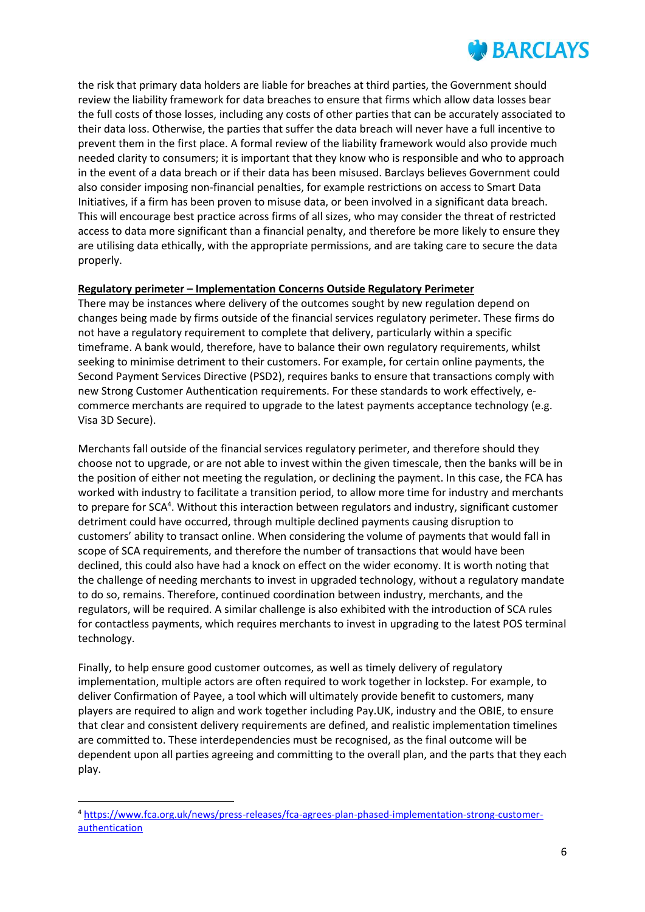the risk that primary data holders are liable for breaches at third parties, the Government should review the liability framework for data breaches to ensure that firms which allow data losses bear the full costs of those losses, including any costs of other parties that can be accurately associated to their data loss. Otherwise, the parties that suffer the data breach will never have a full incentive to prevent them in the first place. A formal review of the liability framework would also provide much needed clarity to consumers; it is important that they know who is responsible and who to approach in the event of a data breach or if their data has been misused. Barclays believes Government could also consider imposing non-financial penalties, for example restrictions on access to Smart Data Initiatives, if a firm has been proven to misuse data, or been involved in a significant data breach. This will encourage best practice across firms of all sizes, who may consider the threat of restricted access to data more significant than a financial penalty, and therefore be more likely to ensure they are utilising data ethically, with the appropriate permissions, and are taking care to secure the data properly.

**Regulatory perimeter – Implementation Concerns Outside Regulatory Perimeter**

There may be instances where delivery of the outcomes sought by new regulation depend on changes being made by firms outside of the financial services regulatory perimeter. These firms do not have a regulatory requirement to complete that delivery, particularly within a specific timeframe. A bank would, therefore, have to balance their own regulatory requirements, whilst seeking to minimise detriment to their customers. For example, for certain online payments, the Second Payment Services Directive (PSD2), requires banks to ensure that transactions comply with new Strong Customer Authentication requirements. For these standards to work effectively, e-commerce merchants are required to upgrade to the latest payments acceptance technology (e.g. Visa 3D Secure).

Merchants fall outside of the financial services regulatory perimeter, and therefore should they choose not to upgrade, or are not able to invest within the given timescale, then the banks will be in the position of either not meeting the regulation, or declining the payment. In this case, the FCA has worked with industry to facilitate a transition period, to allow more time for industry and merchants to prepare for SCA[4]. Without this interaction between regulators and industry, significant customer detriment could have occurred, through multiple declined payments causing disruption to customers' ability to transact online. When considering the volume of payments that would fall in scope of SCA requirements, and therefore the number of transactions that would have been declined, this could also have had a knock on effect on the wider economy. It is worth noting that the challenge of needing merchants to invest in upgraded technology, without a regulatory mandate to do so, remains. Therefore, continued coordination between industry, merchants, and the regulators, will be required. A similar challenge is also exhibited with the introduction of SCA rules for contactless payments, which requires merchants to invest in upgrading to the latest POS terminal technology.

Finally, to help ensure good customer outcomes, as well as timely delivery of regulatory implementation, multiple actors are often required to work together in lockstep. For example, to deliver Confirmation of Payee, a tool which will ultimately provide benefit to customers, many players are required to align and work together including Pay.UK, industry and the OBIE, to ensure that clear and consistent delivery requirements are defined, and realistic implementation timelines are committed to. These interdependencies must be recognised, as the final outcome will be dependent upon all parties agreeing and committing to the overall plan, and the parts that they each play.

---

[4] https://www.fca.org.uk/news/press-releases/fca-agrees-plan-phased-implementation-strong-customer-authentication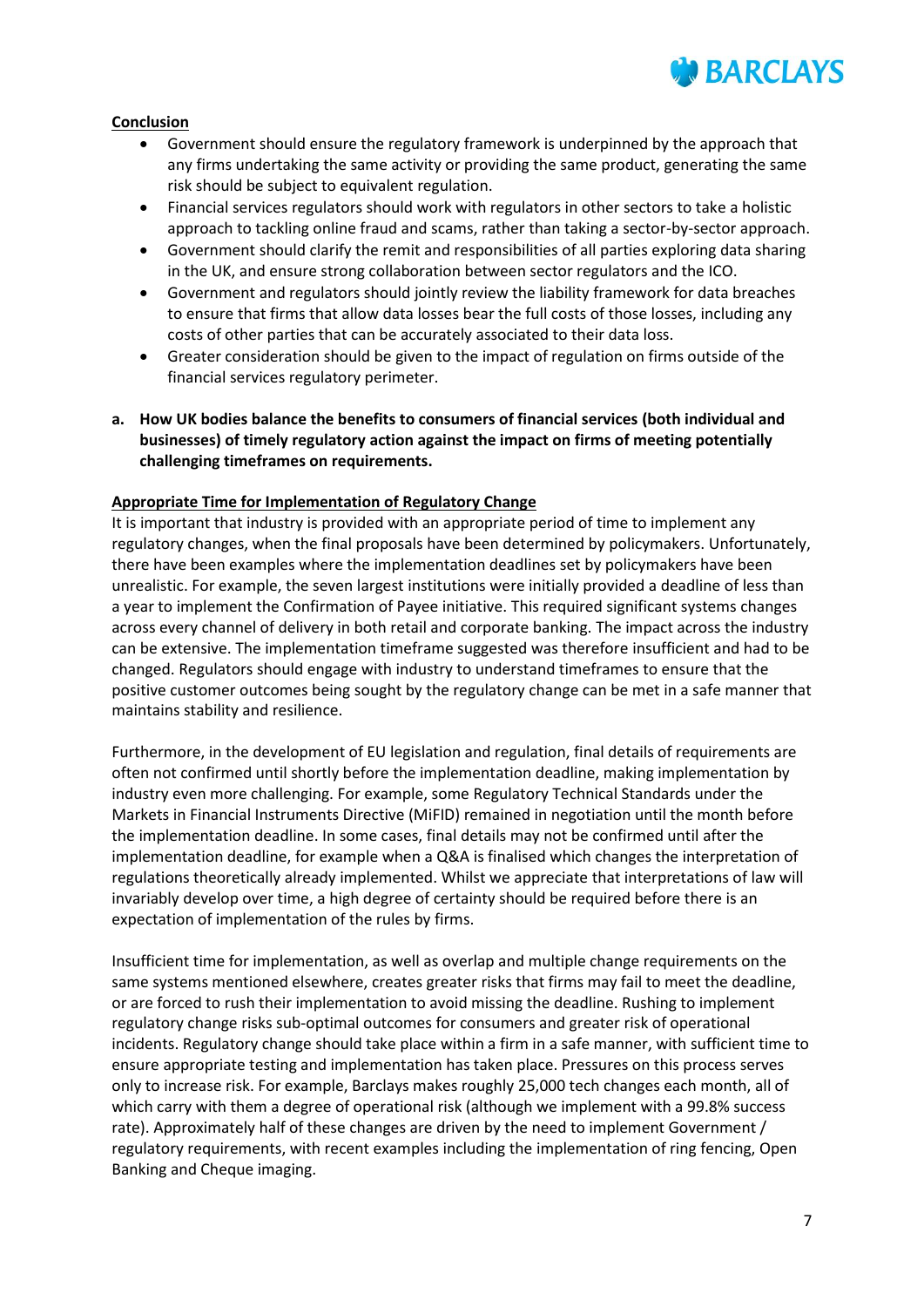**Conclusion**

- Government should ensure the regulatory framework is underpinned by the approach that any firms undertaking the same activity or providing the same product, generating the same risk should be subject to equivalent regulation.
- Financial services regulators should work with regulators in other sectors to take a holistic approach to tackling online fraud and scams, rather than taking a sector-by-sector approach.
- Government should clarify the remit and responsibilities of all parties exploring data sharing in the UK, and ensure strong collaboration between sector regulators and the ICO.
- Government and regulators should jointly review the liability framework for data breaches to ensure that firms that allow data losses bear the full costs of those losses, including any costs of other parties that can be accurately associated to their data loss.
- Greater consideration should be given to the impact of regulation on firms outside of the financial services regulatory perimeter.

**a. How UK bodies balance the benefits to consumers of financial services (both individual and businesses) of timely regulatory action against the impact on firms of meeting potentially challenging timeframes on requirements.**

**Appropriate Time for Implementation of Regulatory Change**

It is important that industry is provided with an appropriate period of time to implement any regulatory changes, when the final proposals have been determined by policymakers. Unfortunately, there have been examples where the implementation deadlines set by policymakers have been unrealistic. For example, the seven largest institutions were initially provided a deadline of less than a year to implement the Confirmation of Payee initiative. This required significant systems changes across every channel of delivery in both retail and corporate banking. The impact across the industry can be extensive. The implementation timeframe suggested was therefore insufficient and had to be changed. Regulators should engage with industry to understand timeframes to ensure that the positive customer outcomes being sought by the regulatory change can be met in a safe manner that maintains stability and resilience.

Furthermore, in the development of EU legislation and regulation, final details of requirements are often not confirmed until shortly before the implementation deadline, making implementation by industry even more challenging. For example, some Regulatory Technical Standards under the Markets in Financial Instruments Directive (MiFID) remained in negotiation until the month before the implementation deadline. In some cases, final details may not be confirmed until after the implementation deadline, for example when a Q&A is finalised which changes the interpretation of regulations theoretically already implemented. Whilst we appreciate that interpretations of law will invariably develop over time, a high degree of certainty should be required before there is an expectation of implementation of the rules by firms.

Insufficient time for implementation, as well as overlap and multiple change requirements on the same systems mentioned elsewhere, creates greater risks that firms may fail to meet the deadline, or are forced to rush their implementation to avoid missing the deadline. Rushing to implement regulatory change risks sub-optimal outcomes for consumers and greater risk of operational incidents. Regulatory change should take place within a firm in a safe manner, with sufficient time to ensure appropriate testing and implementation has taken place. Pressures on this process serves only to increase risk. For example, Barclays makes roughly 25,000 tech changes each month, all of which carry with them a degree of operational risk (although we implement with a 99.8% success rate). Approximately half of these changes are driven by the need to implement Government / regulatory requirements, with recent examples including the implementation of ring fencing, Open Banking and Cheque imaging.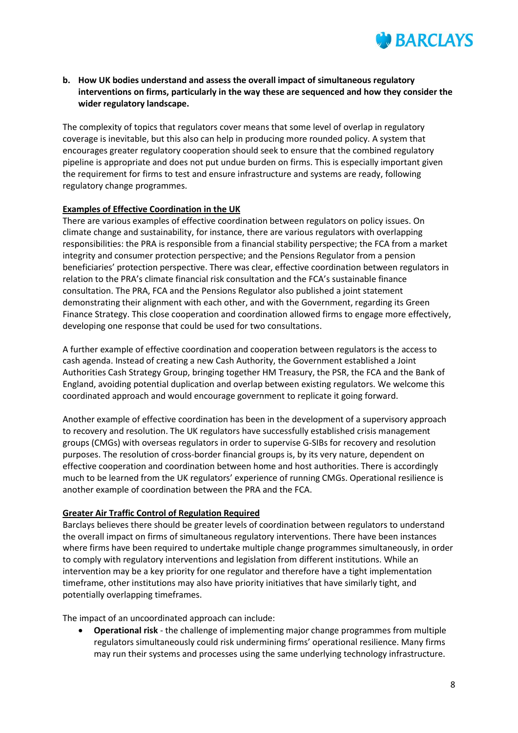**b. How UK bodies understand and assess the overall impact of simultaneous regulatory interventions on firms, particularly in the way these are sequenced and how they consider the wider regulatory landscape.**

The complexity of topics that regulators cover means that some level of overlap in regulatory coverage is inevitable, but this also can help in producing more rounded policy. A system that encourages greater regulatory cooperation should seek to ensure that the combined regulatory pipeline is appropriate and does not put undue burden on firms. This is especially important given the requirement for firms to test and ensure infrastructure and systems are ready, following regulatory change programmes.

**Examples of Effective Coordination in the UK**

There are various examples of effective coordination between regulators on policy issues. On climate change and sustainability, for instance, there are various regulators with overlapping responsibilities: the PRA is responsible from a financial stability perspective; the FCA from a market integrity and consumer protection perspective; and the Pensions Regulator from a pension beneficiaries' protection perspective. There was clear, effective coordination between regulators in relation to the PRA's climate financial risk consultation and the FCA's sustainable finance consultation. The PRA, FCA and the Pensions Regulator also published a joint statement demonstrating their alignment with each other, and with the Government, regarding its Green Finance Strategy. This close cooperation and coordination allowed firms to engage more effectively, developing one response that could be used for two consultations.

A further example of effective coordination and cooperation between regulators is the access to cash agenda. Instead of creating a new Cash Authority, the Government established a Joint Authorities Cash Strategy Group, bringing together HM Treasury, the PSR, the FCA and the Bank of England, avoiding potential duplication and overlap between existing regulators. We welcome this coordinated approach and would encourage government to replicate it going forward.

Another example of effective coordination has been in the development of a supervisory approach to recovery and resolution. The UK regulators have successfully established crisis management groups (CMGs) with overseas regulators in order to supervise G-SIBs for recovery and resolution purposes. The resolution of cross-border financial groups is, by its very nature, dependent on effective cooperation and coordination between home and host authorities. There is accordingly much to be learned from the UK regulators' experience of running CMGs. Operational resilience is another example of coordination between the PRA and the FCA.

**Greater Air Traffic Control of Regulation Required**

Barclays believes there should be greater levels of coordination between regulators to understand the overall impact on firms of simultaneous regulatory interventions. There have been instances where firms have been required to undertake multiple change programmes simultaneously, in order to comply with regulatory interventions and legislation from different institutions. While an intervention may be a key priority for one regulator and therefore have a tight implementation timeframe, other institutions may also have priority initiatives that have similarly tight, and potentially overlapping timeframes.

The impact of an uncoordinated approach can include:

- **Operational risk** - the challenge of implementing major change programmes from multiple regulators simultaneously could risk undermining firms' operational resilience. Many firms may run their systems and processes using the same underlying technology infrastructure.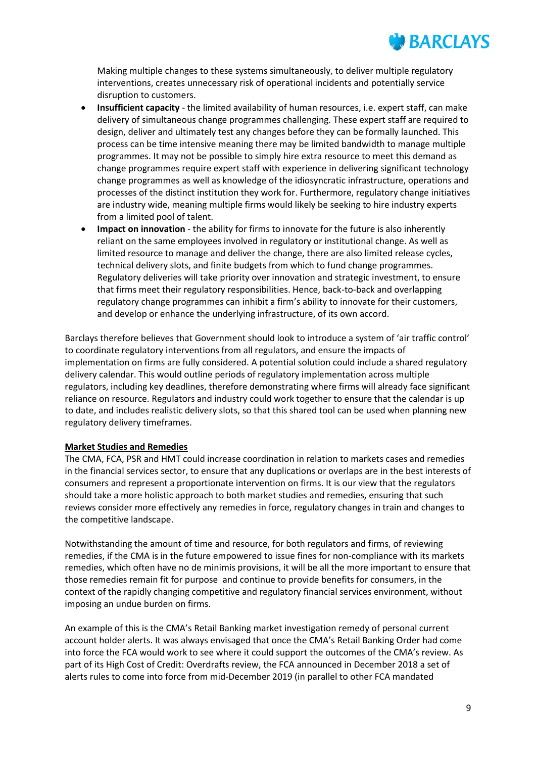Making multiple changes to these systems simultaneously, to deliver multiple regulatory interventions, creates unnecessary risk of operational incidents and potentially service disruption to customers.

- **Insufficient capacity** - the limited availability of human resources, i.e. expert staff, can make delivery of simultaneous change programmes challenging. These expert staff are required to design, deliver and ultimately test any changes before they can be formally launched. This process can be time intensive meaning there may be limited bandwidth to manage multiple programmes. It may not be possible to simply hire extra resource to meet this demand as change programmes require expert staff with experience in delivering significant technology change programmes as well as knowledge of the idiosyncratic infrastructure, operations and processes of the distinct institution they work for. Furthermore, regulatory change initiatives are industry wide, meaning multiple firms would likely be seeking to hire industry experts from a limited pool of talent.
- **Impact on innovation** - the ability for firms to innovate for the future is also inherently reliant on the same employees involved in regulatory or institutional change. As well as limited resource to manage and deliver the change, there are also limited release cycles, technical delivery slots, and finite budgets from which to fund change programmes. Regulatory deliveries will take priority over innovation and strategic investment, to ensure that firms meet their regulatory responsibilities. Hence, back-to-back and overlapping regulatory change programmes can inhibit a firm's ability to innovate for their customers, and develop or enhance the underlying infrastructure, of its own accord.

Barclays therefore believes that Government should look to introduce a system of 'air traffic control' to coordinate regulatory interventions from all regulators, and ensure the impacts of implementation on firms are fully considered. A potential solution could include a shared regulatory delivery calendar. This would outline periods of regulatory implementation across multiple regulators, including key deadlines, therefore demonstrating where firms will already face significant reliance on resource. Regulators and industry could work together to ensure that the calendar is up to date, and includes realistic delivery slots, so that this shared tool can be used when planning new regulatory delivery timeframes.

**Market Studies and Remedies**

The CMA, FCA, PSR and HMT could increase coordination in relation to markets cases and remedies in the financial services sector, to ensure that any duplications or overlaps are in the best interests of consumers and represent a proportionate intervention on firms. It is our view that the regulators should take a more holistic approach to both market studies and remedies, ensuring that such reviews consider more effectively any remedies in force, regulatory changes in train and changes to the competitive landscape.

Notwithstanding the amount of time and resource, for both regulators and firms, of reviewing remedies, if the CMA is in the future empowered to issue fines for non-compliance with its markets remedies, which often have no de minimis provisions, it will be all the more important to ensure that those remedies remain fit for purpose and continue to provide benefits for consumers, in the context of the rapidly changing competitive and regulatory financial services environment, without imposing an undue burden on firms.

An example of this is the CMA's Retail Banking market investigation remedy of personal current account holder alerts. It was always envisaged that once the CMA's Retail Banking Order had come into force the FCA would work to see where it could support the outcomes of the CMA's review. As part of its High Cost of Credit: Overdrafts review, the FCA announced in December 2018 a set of alerts rules to come into force from mid-December 2019 (in parallel to other FCA mandated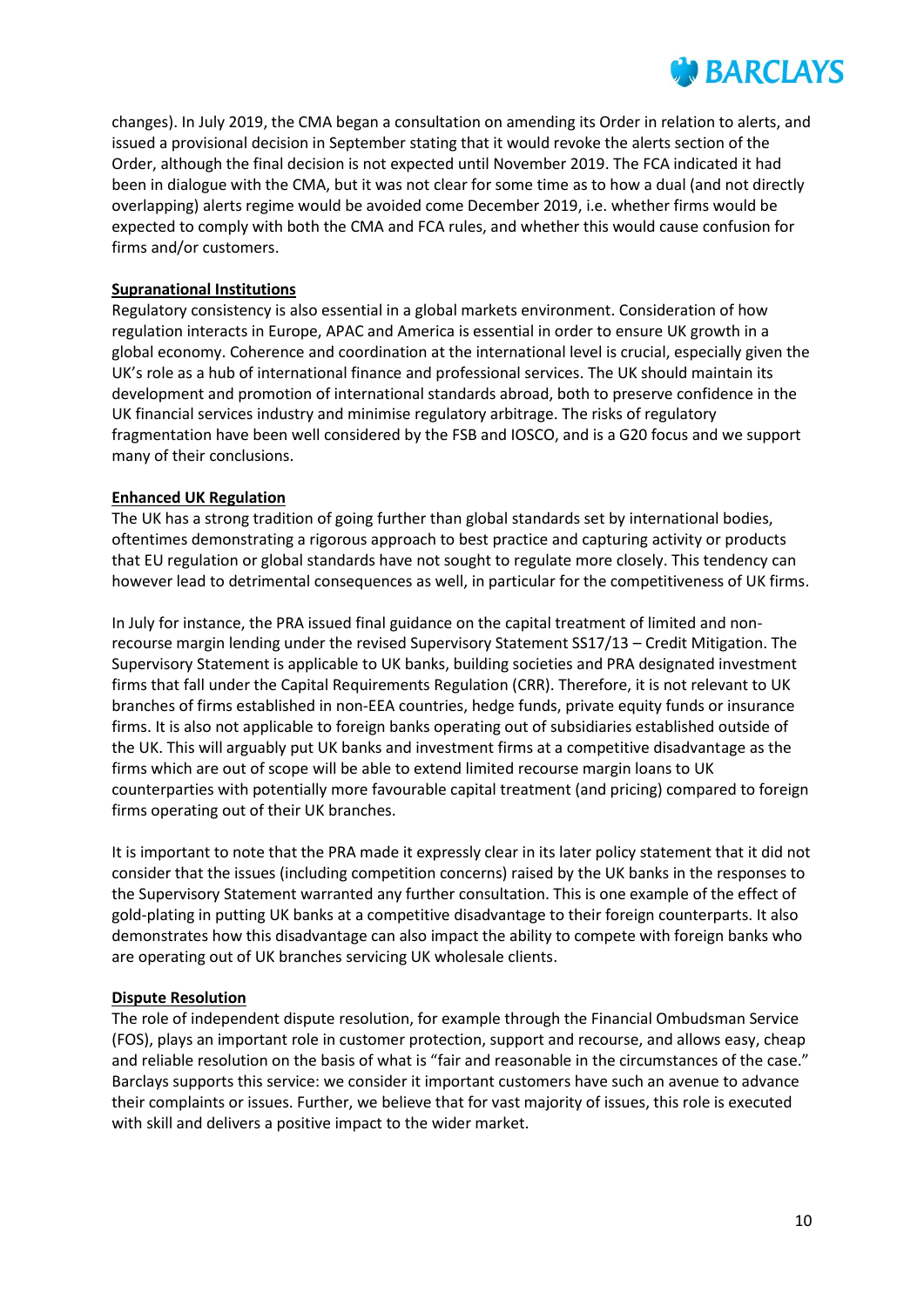changes). In July 2019, the CMA began a consultation on amending its Order in relation to alerts, and issued a provisional decision in September stating that it would revoke the alerts section of the Order, although the final decision is not expected until November 2019. The FCA indicated it had been in dialogue with the CMA, but it was not clear for some time as to how a dual (and not directly overlapping) alerts regime would be avoided come December 2019, i.e. whether firms would be expected to comply with both the CMA and FCA rules, and whether this would cause confusion for firms and/or customers.

**Supranational Institutions**

Regulatory consistency is also essential in a global markets environment. Consideration of how regulation interacts in Europe, APAC and America is essential in order to ensure UK growth in a global economy. Coherence and coordination at the international level is crucial, especially given the UK's role as a hub of international finance and professional services. The UK should maintain its development and promotion of international standards abroad, both to preserve confidence in the UK financial services industry and minimise regulatory arbitrage. The risks of regulatory fragmentation have been well considered by the FSB and IOSCO, and is a G20 focus and we support many of their conclusions.

**Enhanced UK Regulation**

The UK has a strong tradition of going further than global standards set by international bodies, oftentimes demonstrating a rigorous approach to best practice and capturing activity or products that EU regulation or global standards have not sought to regulate more closely. This tendency can however lead to detrimental consequences as well, in particular for the competitiveness of UK firms.

In July for instance, the PRA issued final guidance on the capital treatment of limited and non-recourse margin lending under the revised Supervisory Statement SS17/13 – Credit Mitigation. The Supervisory Statement is applicable to UK banks, building societies and PRA designated investment firms that fall under the Capital Requirements Regulation (CRR). Therefore, it is not relevant to UK branches of firms established in non-EEA countries, hedge funds, private equity funds or insurance firms. It is also not applicable to foreign banks operating out of subsidiaries established outside of the UK. This will arguably put UK banks and investment firms at a competitive disadvantage as the firms which are out of scope will be able to extend limited recourse margin loans to UK counterparties with potentially more favourable capital treatment (and pricing) compared to foreign firms operating out of their UK branches.

It is important to note that the PRA made it expressly clear in its later policy statement that it did not consider that the issues (including competition concerns) raised by the UK banks in the responses to the Supervisory Statement warranted any further consultation. This is one example of the effect of gold-plating in putting UK banks at a competitive disadvantage to their foreign counterparts. It also demonstrates how this disadvantage can also impact the ability to compete with foreign banks who are operating out of UK branches servicing UK wholesale clients.

**Dispute Resolution**

The role of independent dispute resolution, for example through the Financial Ombudsman Service (FOS), plays an important role in customer protection, support and recourse, and allows easy, cheap and reliable resolution on the basis of what is "fair and reasonable in the circumstances of the case." Barclays supports this service: we consider it important customers have such an avenue to advance their complaints or issues. Further, we believe that for vast majority of issues, this role is executed with skill and delivers a positive impact to the wider market.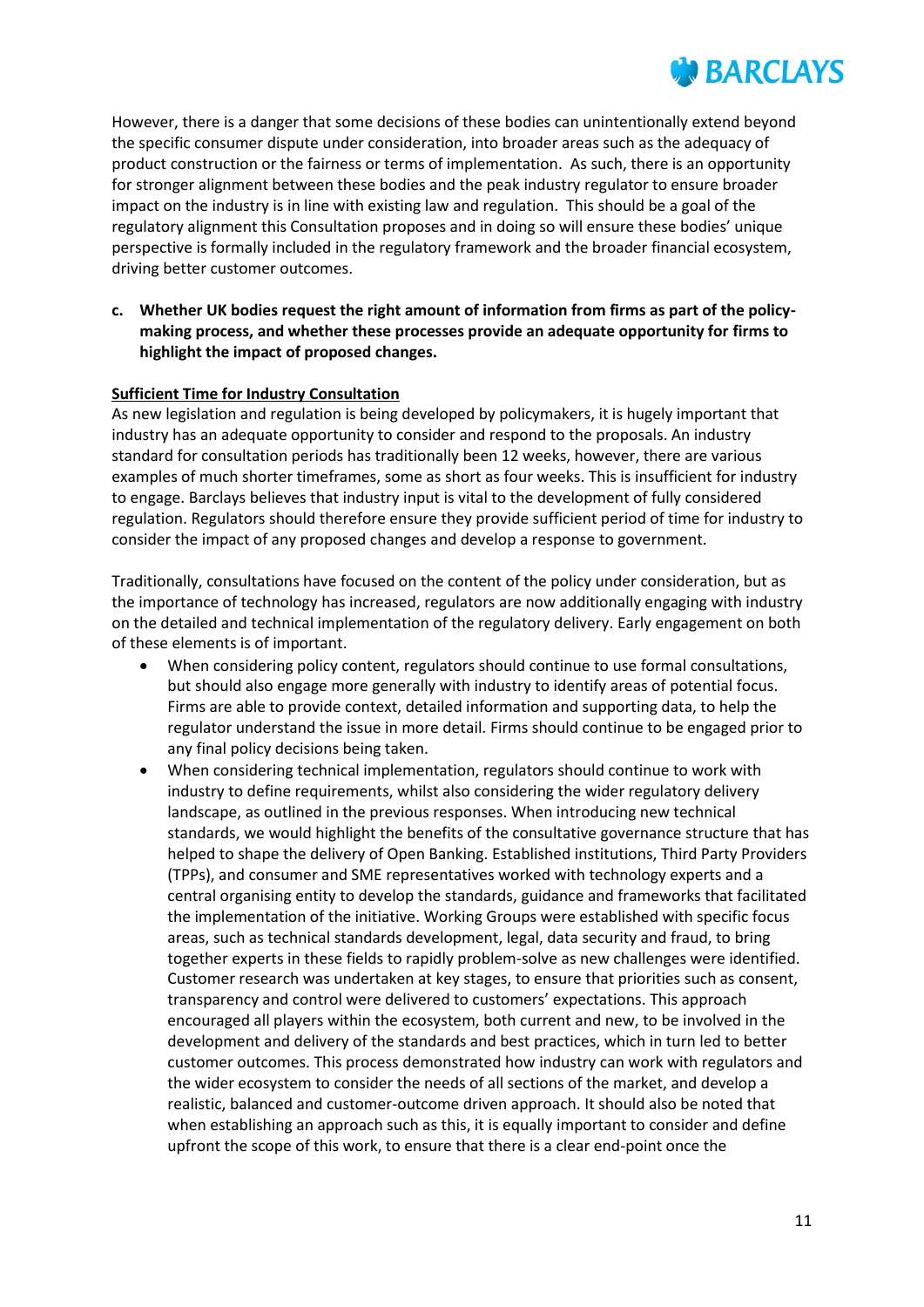However, there is a danger that some decisions of these bodies can unintentionally extend beyond the specific consumer dispute under consideration, into broader areas such as the adequacy of product construction or the fairness or terms of implementation. As such, there is an opportunity for stronger alignment between these bodies and the peak industry regulator to ensure broader impact on the industry is in line with existing law and regulation. This should be a goal of the regulatory alignment this Consultation proposes and in doing so will ensure these bodies' unique perspective is formally included in the regulatory framework and the broader financial ecosystem, driving better customer outcomes.

**c. Whether UK bodies request the right amount of information from firms as part of the policy-making process, and whether these processes provide an adequate opportunity for firms to highlight the impact of proposed changes.**

**Sufficient Time for Industry Consultation**

As new legislation and regulation is being developed by policymakers, it is hugely important that industry has an adequate opportunity to consider and respond to the proposals. An industry standard for consultation periods has traditionally been 12 weeks, however, there are various examples of much shorter timeframes, some as short as four weeks. This is insufficient for industry to engage. Barclays believes that industry input is vital to the development of fully considered regulation. Regulators should therefore ensure they provide sufficient period of time for industry to consider the impact of any proposed changes and develop a response to government.

Traditionally, consultations have focused on the content of the policy under consideration, but as the importance of technology has increased, regulators are now additionally engaging with industry on the detailed and technical implementation of the regulatory delivery. Early engagement on both of these elements is of important.

- When considering policy content, regulators should continue to use formal consultations, but should also engage more generally with industry to identify areas of potential focus. Firms are able to provide context, detailed information and supporting data, to help the regulator understand the issue in more detail. Firms should continue to be engaged prior to any final policy decisions being taken.
- When considering technical implementation, regulators should continue to work with industry to define requirements, whilst also considering the wider regulatory delivery landscape, as outlined in the previous responses. When introducing new technical standards, we would highlight the benefits of the consultative governance structure that has helped to shape the delivery of Open Banking. Established institutions, Third Party Providers (TPPs), and consumer and SME representatives worked with technology experts and a central organising entity to develop the standards, guidance and frameworks that facilitated the implementation of the initiative. Working Groups were established with specific focus areas, such as technical standards development, legal, data security and fraud, to bring together experts in these fields to rapidly problem-solve as new challenges were identified. Customer research was undertaken at key stages, to ensure that priorities such as consent, transparency and control were delivered to customers' expectations. This approach encouraged all players within the ecosystem, both current and new, to be involved in the development and delivery of the standards and best practices, which in turn led to better customer outcomes. This process demonstrated how industry can work with regulators and the wider ecosystem to consider the needs of all sections of the market, and develop a realistic, balanced and customer-outcome driven approach. It should also be noted that when establishing an approach such as this, it is equally important to consider and define upfront the scope of this work, to ensure that there is a clear end-point once the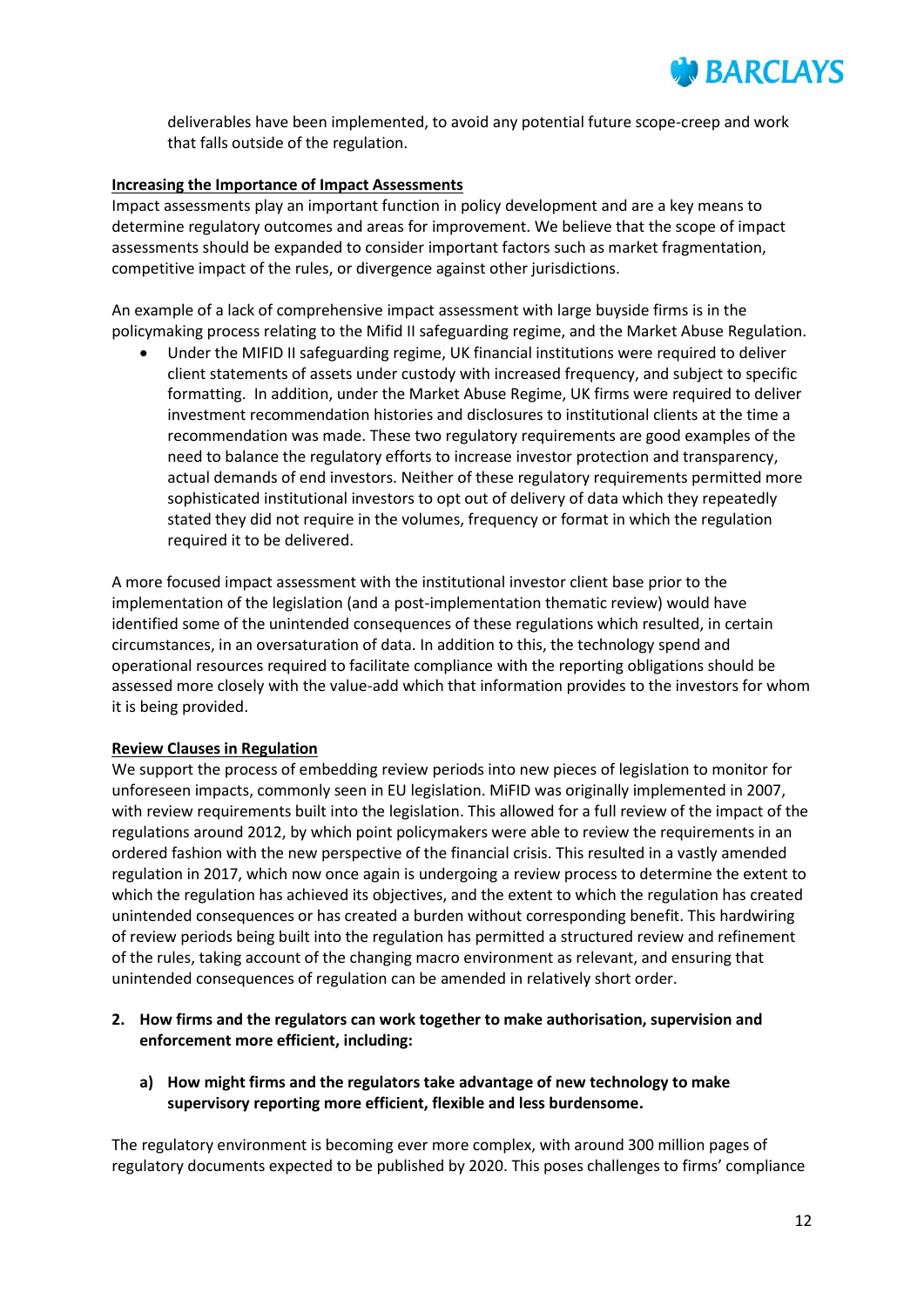deliverables have been implemented, to avoid any potential future scope-creep and work that falls outside of the regulation.

**Increasing the Importance of Impact Assessments**

Impact assessments play an important function in policy development and are a key means to determine regulatory outcomes and areas for improvement. We believe that the scope of impact assessments should be expanded to consider important factors such as market fragmentation, competitive impact of the rules, or divergence against other jurisdictions.

An example of a lack of comprehensive impact assessment with large buyside firms is in the policymaking process relating to the Mifid II safeguarding regime, and the Market Abuse Regulation.

- Under the MIFID II safeguarding regime, UK financial institutions were required to deliver client statements of assets under custody with increased frequency, and subject to specific formatting. In addition, under the Market Abuse Regime, UK firms were required to deliver investment recommendation histories and disclosures to institutional clients at the time a recommendation was made. These two regulatory requirements are good examples of the need to balance the regulatory efforts to increase investor protection and transparency, actual demands of end investors. Neither of these regulatory requirements permitted more sophisticated institutional investors to opt out of delivery of data which they repeatedly stated they did not require in the volumes, frequency or format in which the regulation required it to be delivered.

A more focused impact assessment with the institutional investor client base prior to the implementation of the legislation (and a post-implementation thematic review) would have identified some of the unintended consequences of these regulations which resulted, in certain circumstances, in an oversaturation of data. In addition to this, the technology spend and operational resources required to facilitate compliance with the reporting obligations should be assessed more closely with the value-add which that information provides to the investors for whom it is being provided.

**Review Clauses in Regulation**

We support the process of embedding review periods into new pieces of legislation to monitor for unforeseen impacts, commonly seen in EU legislation. MiFID was originally implemented in 2007, with review requirements built into the legislation. This allowed for a full review of the impact of the regulations around 2012, by which point policymakers were able to review the requirements in an ordered fashion with the new perspective of the financial crisis. This resulted in a vastly amended regulation in 2017, which now once again is undergoing a review process to determine the extent to which the regulation has achieved its objectives, and the extent to which the regulation has created unintended consequences or has created a burden without corresponding benefit. This hardwiring of review periods being built into the regulation has permitted a structured review and refinement of the rules, taking account of the changing macro environment as relevant, and ensuring that unintended consequences of regulation can be amended in relatively short order.

2. **How firms and the regulators can work together to make authorisation, supervision and enforcement more efficient, including:**

   a) **How might firms and the regulators take advantage of new technology to make supervisory reporting more efficient, flexible and less burdensome.**

The regulatory environment is becoming ever more complex, with around 300 million pages of regulatory documents expected to be published by 2020. This poses challenges to firms' compliance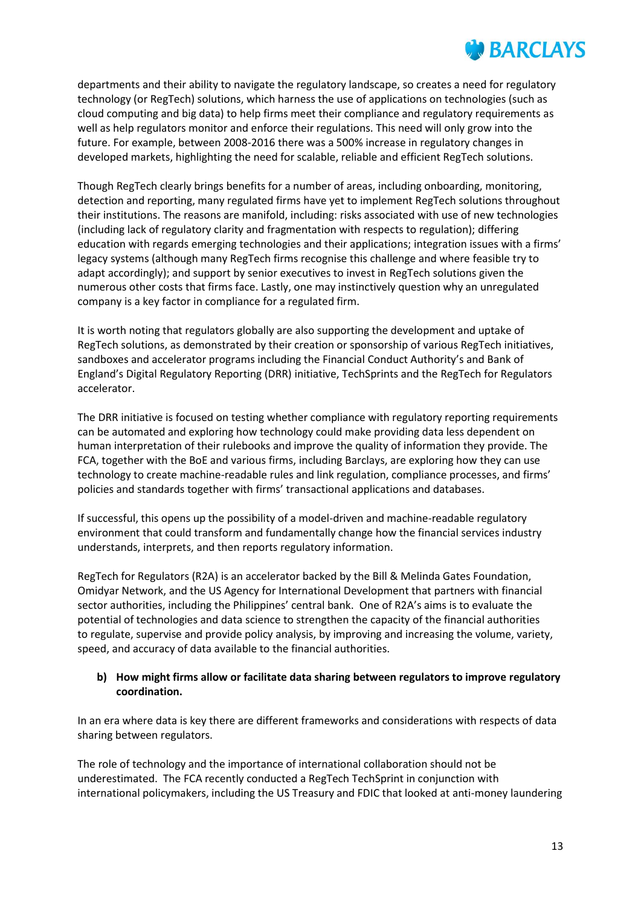departments and their ability to navigate the regulatory landscape, so creates a need for regulatory technology (or RegTech) solutions, which harness the use of applications on technologies (such as cloud computing and big data) to help firms meet their compliance and regulatory requirements as well as help regulators monitor and enforce their regulations. This need will only grow into the future. For example, between 2008-2016 there was a 500% increase in regulatory changes in developed markets, highlighting the need for scalable, reliable and efficient RegTech solutions.

Though RegTech clearly brings benefits for a number of areas, including onboarding, monitoring, detection and reporting, many regulated firms have yet to implement RegTech solutions throughout their institutions. The reasons are manifold, including: risks associated with use of new technologies (including lack of regulatory clarity and fragmentation with respects to regulation); differing education with regards emerging technologies and their applications; integration issues with a firms' legacy systems (although many RegTech firms recognise this challenge and where feasible try to adapt accordingly); and support by senior executives to invest in RegTech solutions given the numerous other costs that firms face. Lastly, one may instinctively question why an unregulated company is a key factor in compliance for a regulated firm.

It is worth noting that regulators globally are also supporting the development and uptake of RegTech solutions, as demonstrated by their creation or sponsorship of various RegTech initiatives, sandboxes and accelerator programs including the Financial Conduct Authority's and Bank of England's Digital Regulatory Reporting (DRR) initiative, TechSprints and the RegTech for Regulators accelerator.

The DRR initiative is focused on testing whether compliance with regulatory reporting requirements can be automated and exploring how technology could make providing data less dependent on human interpretation of their rulebooks and improve the quality of information they provide. The FCA, together with the BoE and various firms, including Barclays, are exploring how they can use technology to create machine-readable rules and link regulation, compliance processes, and firms' policies and standards together with firms' transactional applications and databases.

If successful, this opens up the possibility of a model-driven and machine-readable regulatory environment that could transform and fundamentally change how the financial services industry understands, interprets, and then reports regulatory information.

RegTech for Regulators (R2A) is an accelerator backed by the Bill & Melinda Gates Foundation, Omidyar Network, and the US Agency for International Development that partners with financial sector authorities, including the Philippines' central bank. One of R2A's aims is to evaluate the potential of technologies and data science to strengthen the capacity of the financial authorities to regulate, supervise and provide policy analysis, by improving and increasing the volume, variety, speed, and accuracy of data available to the financial authorities.

**b) How might firms allow or facilitate data sharing between regulators to improve regulatory coordination.**

In an era where data is key there are different frameworks and considerations with respects of data sharing between regulators.

The role of technology and the importance of international collaboration should not be underestimated. The FCA recently conducted a RegTech TechSprint in conjunction with international policymakers, including the US Treasury and FDIC that looked at anti-money laundering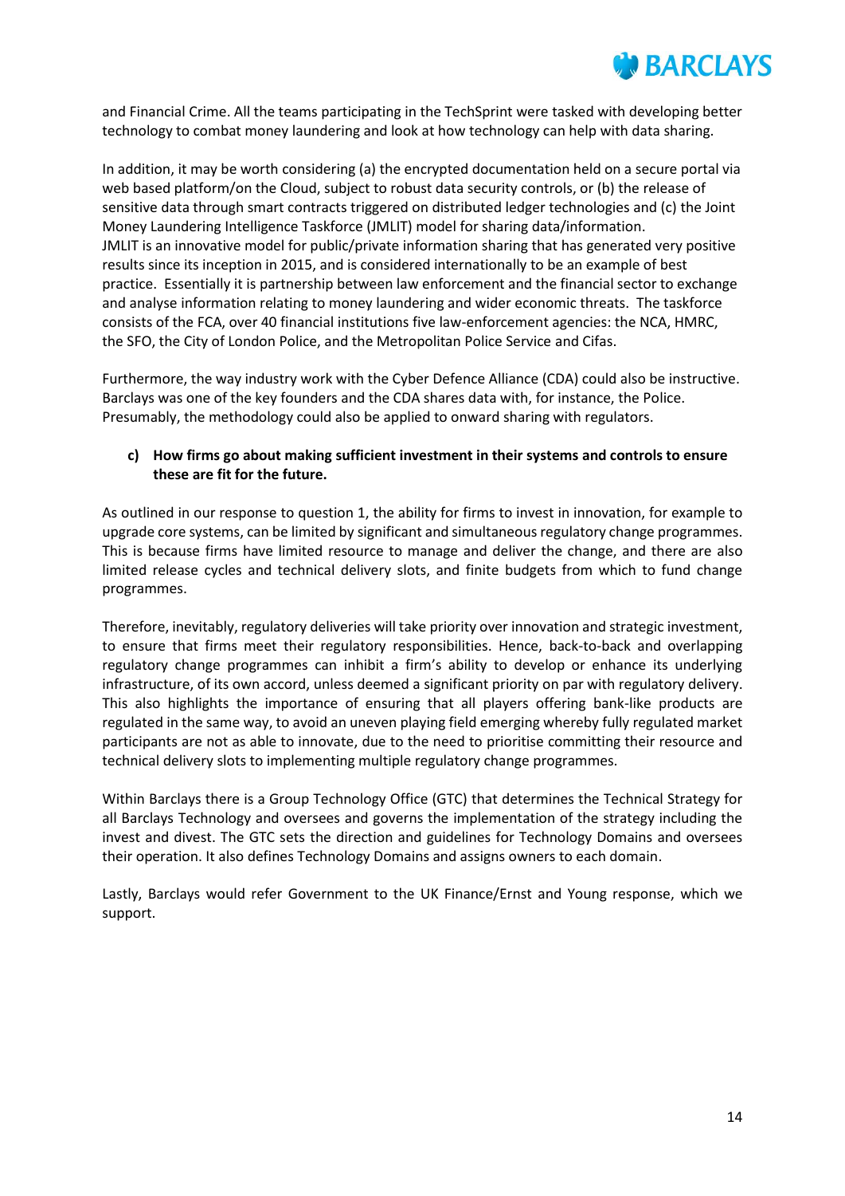and Financial Crime. All the teams participating in the TechSprint were tasked with developing better technology to combat money laundering and look at how technology can help with data sharing.

In addition, it may be worth considering (a) the encrypted documentation held on a secure portal via web based platform/on the Cloud, subject to robust data security controls, or (b) the release of sensitive data through smart contracts triggered on distributed ledger technologies and (c) the Joint Money Laundering Intelligence Taskforce (JMLIT) model for sharing data/information.
JMLIT is an innovative model for public/private information sharing that has generated very positive results since its inception in 2015, and is considered internationally to be an example of best practice. Essentially it is partnership between law enforcement and the financial sector to exchange and analyse information relating to money laundering and wider economic threats. The taskforce consists of the FCA, over 40 financial institutions five law-enforcement agencies: the NCA, HMRC, the SFO, the City of London Police, and the Metropolitan Police Service and Cifas.

Furthermore, the way industry work with the Cyber Defence Alliance (CDA) could also be instructive. Barclays was one of the key founders and the CDA shares data with, for instance, the Police. Presumably, the methodology could also be applied to onward sharing with regulators.

**c) How firms go about making sufficient investment in their systems and controls to ensure these are fit for the future.**

As outlined in our response to question 1, the ability for firms to invest in innovation, for example to upgrade core systems, can be limited by significant and simultaneous regulatory change programmes. This is because firms have limited resource to manage and deliver the change, and there are also limited release cycles and technical delivery slots, and finite budgets from which to fund change programmes.

Therefore, inevitably, regulatory deliveries will take priority over innovation and strategic investment, to ensure that firms meet their regulatory responsibilities. Hence, back-to-back and overlapping regulatory change programmes can inhibit a firm's ability to develop or enhance its underlying infrastructure, of its own accord, unless deemed a significant priority on par with regulatory delivery. This also highlights the importance of ensuring that all players offering bank-like products are regulated in the same way, to avoid an uneven playing field emerging whereby fully regulated market participants are not as able to innovate, due to the need to prioritise committing their resource and technical delivery slots to implementing multiple regulatory change programmes.

Within Barclays there is a Group Technology Office (GTC) that determines the Technical Strategy for all Barclays Technology and oversees and governs the implementation of the strategy including the invest and divest. The GTC sets the direction and guidelines for Technology Domains and oversees their operation. It also defines Technology Domains and assigns owners to each domain.

Lastly, Barclays would refer Government to the UK Finance/Ernst and Young response, which we support.